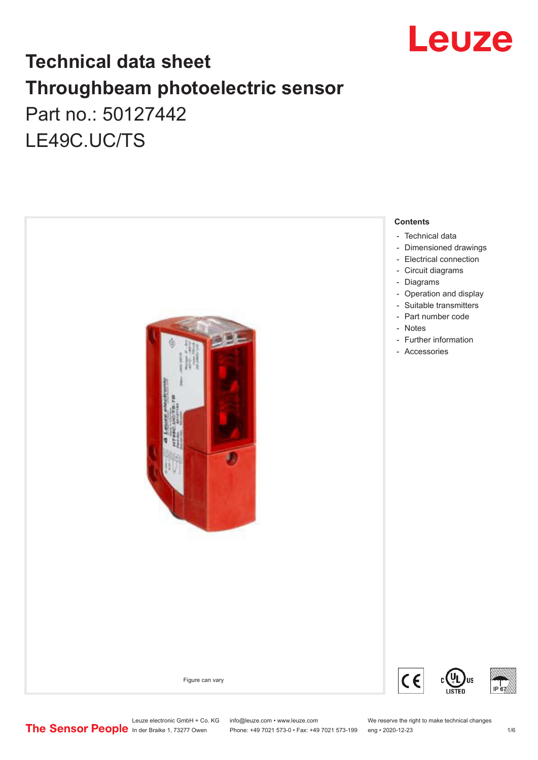# Technical data sheet
# Throughbeam photoelectric sensor

Part no.: 50127442

LE49C.UC/TS

Figure can vary

**Contents**

- Technical data
- Dimensioned drawings
- Electrical connection
- Circuit diagrams
- Diagrams
- Operation and display
- Suitable transmitters
- Part number code
- Notes
- Further information
- Accessories

Leuze electronic GmbH + Co. KG
In der Braike 1, 73277 Owen

info@leuze.com • www.leuze.com
Phone: +49 7021 573-0 • Fax: +49 7021 573-199

We reserve the right to make technical changes
eng • 2020-12-23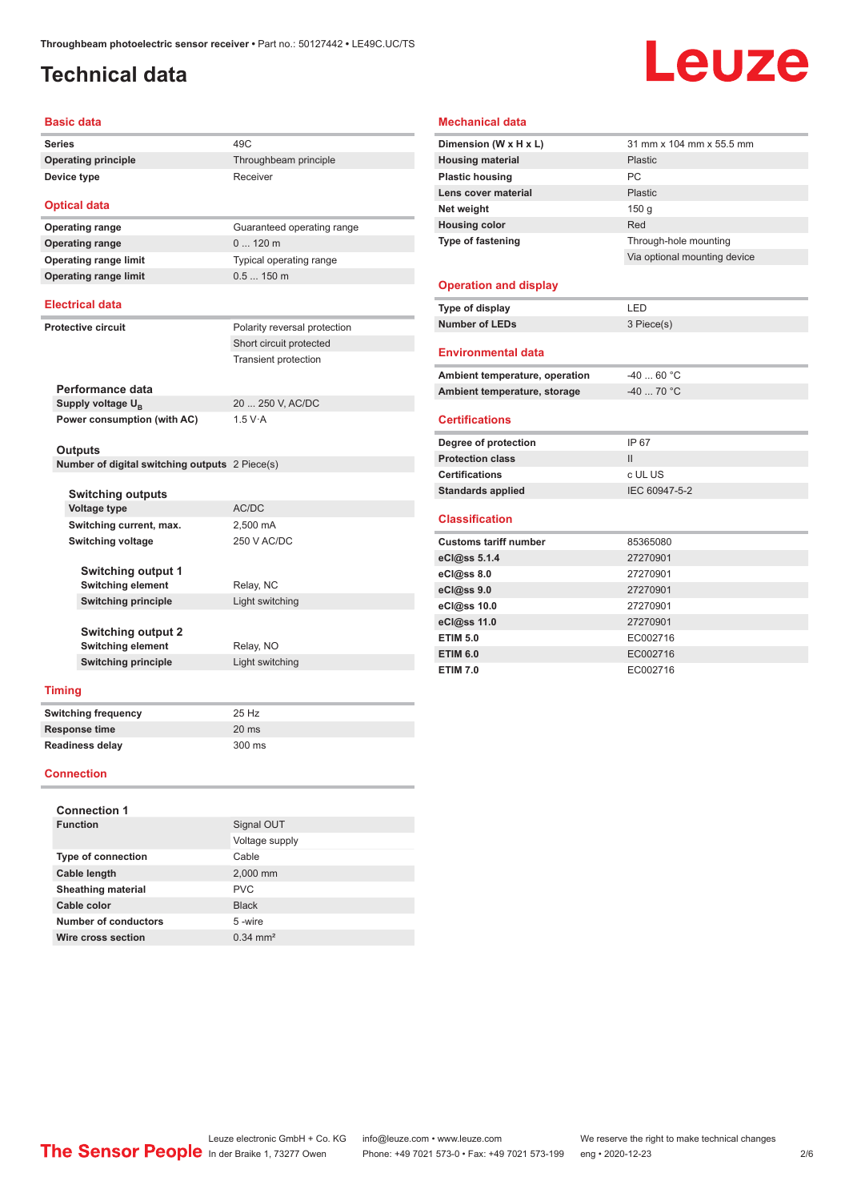# Technical data

## Basic data

| | |
|---|---|
| **Series** | 49C |
| **Operating principle** | Throughbeam principle |
| **Device type** | Receiver |

## Optical data

| | |
|---|---|
| **Operating range** | Guaranteed operating range |
| **Operating range** | 0 ... 120 m |
| **Operating range limit** | Typical operating range |
| **Operating range limit** | 0.5 ... 150 m |

## Electrical data

| | |
|---|---|
| **Protective circuit** | Polarity reversal protection |
| | Short circuit protected |
| | Transient protection |

### Performance data

| | |
|---|---|
| **Supply voltage $U_B$** | 20 ... 250 V, AC/DC |
| **Power consumption (with AC)** | 1.5 V·A |

### Outputs

| | |
|---|---|
| **Number of digital switching outputs** | 2 Piece(s) |

### Switching outputs

| | |
|---|---|
| **Voltage type** | AC/DC |
| **Switching current, max.** | 2,500 mA |
| **Switching voltage** | 250 V AC/DC |

### Switching output 1

| | |
|---|---|
| **Switching element** | Relay, NC |
| **Switching principle** | Light switching |

### Switching output 2

| | |
|---|---|
| **Switching element** | Relay, NO |
| **Switching principle** | Light switching |

## Timing

| | |
|---|---|
| **Switching frequency** | 25 Hz |
| **Response time** | 20 ms |
| **Readiness delay** | 300 ms |

## Connection

### Connection 1

| | |
|---|---|
| **Function** | Signal OUT |
| | Voltage supply |
| **Type of connection** | Cable |
| **Cable length** | 2,000 mm |
| **Sheathing material** | PVC |
| **Cable color** | Black |
| **Number of conductors** | 5 -wire |
| **Wire cross section** | 0.34 mm² |

## Mechanical data

| | |
|---|---|
| **Dimension (W x H x L)** | 31 mm x 104 mm x 55.5 mm |
| **Housing material** | Plastic |
| **Plastic housing** | PC |
| **Lens cover material** | Plastic |
| **Net weight** | 150 g |
| **Housing color** | Red |
| **Type of fastening** | Through-hole mounting |
| | Via optional mounting device |

## Operation and display

| | |
|---|---|
| **Type of display** | LED |
| **Number of LEDs** | 3 Piece(s) |

## Environmental data

| | |
|---|---|
| **Ambient temperature, operation** | -40 ... 60 °C |
| **Ambient temperature, storage** | -40 ... 70 °C |

## Certifications

| | |
|---|---|
| **Degree of protection** | IP 67 |
| **Protection class** | II |
| **Certifications** | c UL US |
| **Standards applied** | IEC 60947-5-2 |

## Classification

| | |
|---|---|
| **Customs tariff number** | 85365080 |
| **eCl@ss 5.1.4** | 27270901 |
| **eCl@ss 8.0** | 27270901 |
| **eCl@ss 9.0** | 27270901 |
| **eCl@ss 10.0** | 27270901 |
| **eCl@ss 11.0** | 27270901 |
| **ETIM 5.0** | EC002716 |
| **ETIM 6.0** | EC002716 |
| **ETIM 7.0** | EC002716 |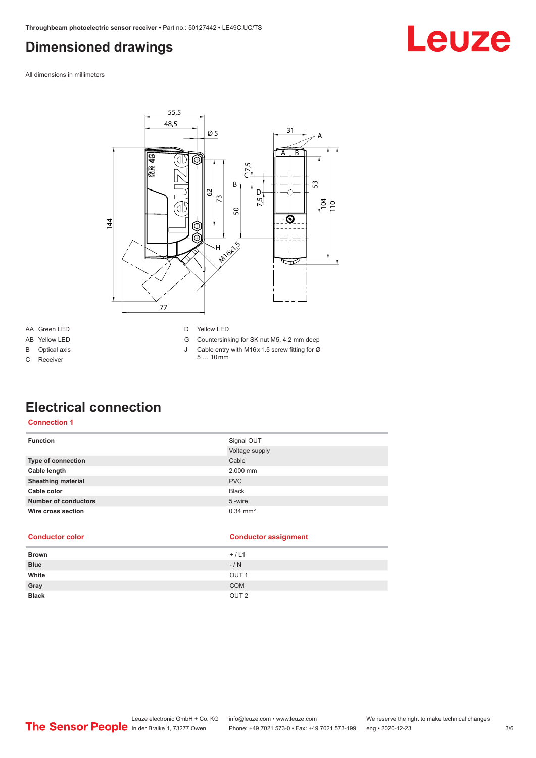# Dimensioned drawings

All dimensions in millimeters

AA Green LED
AB Yellow LED
B Optical axis
C Receiver

D Yellow LED
G Countersinking for SK nut M5, 4.2 mm deep
J Cable entry with M16 x 1.5 screw fitting for Ø 5 … 10 mm

# Electrical connection

## Connection 1

| Function | Signal OUT |
|---|---|
| | Voltage supply |
| **Type of connection** | Cable |
| **Cable length** | 2,000 mm |
| **Sheathing material** | PVC |
| **Cable color** | Black |
| **Number of conductors** | 5 -wire |
| **Wire cross section** | 0.34 mm² |

| Conductor color | Conductor assignment |
|---|---|
| **Brown** | + / L1 |
| **Blue** | - / N |
| **White** | OUT 1 |
| **Gray** | COM |
| **Black** | OUT 2 |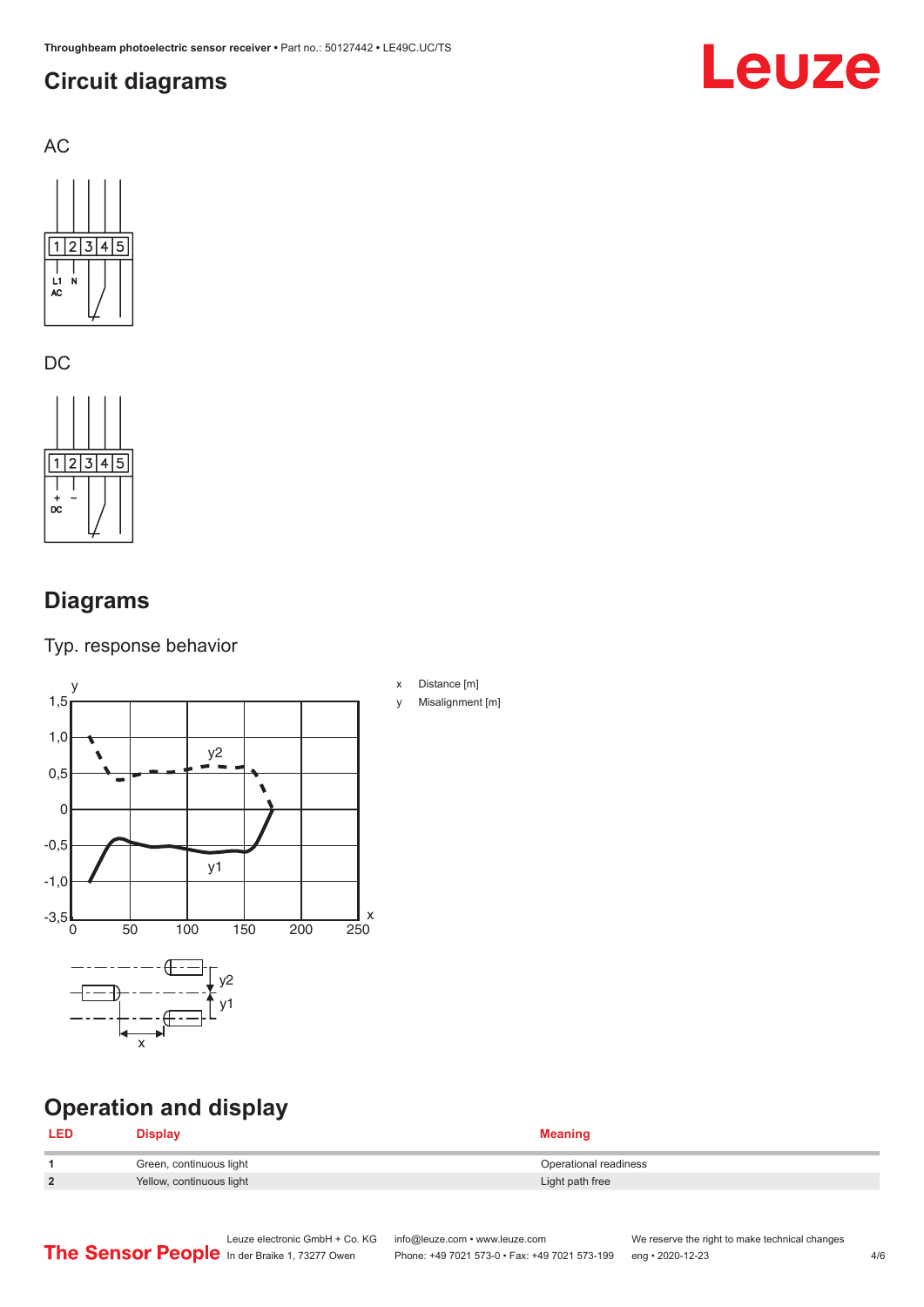## Circuit diagrams

AC

DC

## Diagrams

Typ. response behavior

x Distance [m]

y Misalignment [m]

## Operation and display

| LED | Display | Meaning |
|---|---|---|
| 1 | Green, continuous light | Operational readiness |
| 2 | Yellow, continuous light | Light path free |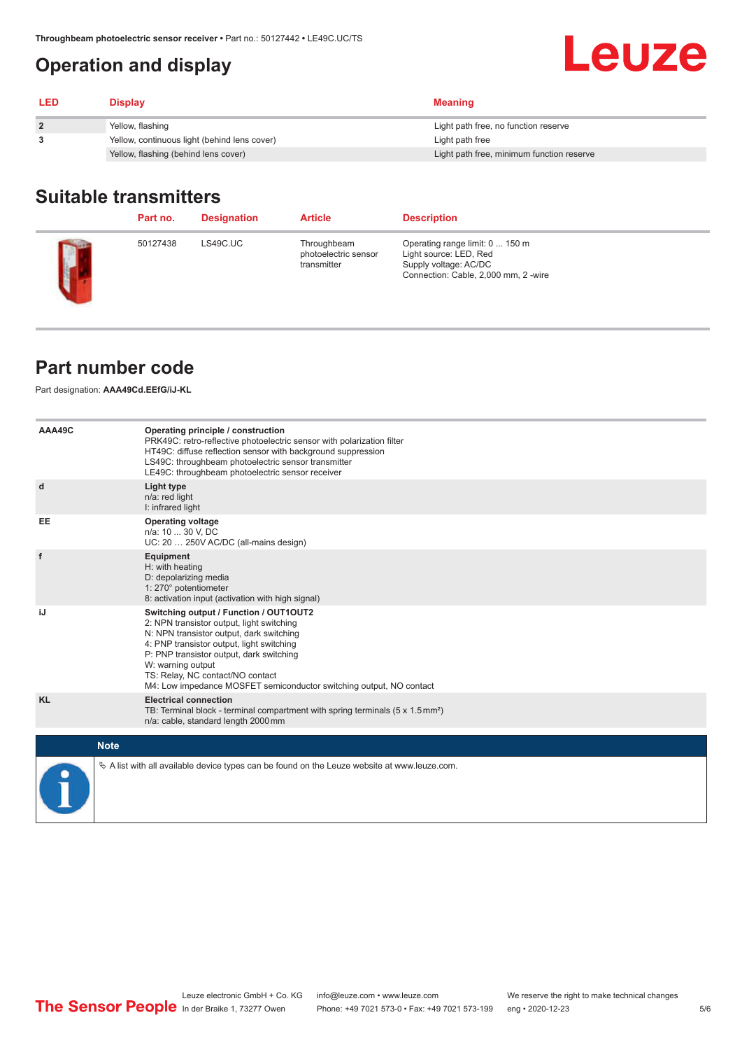## Operation and display

| LED | Display | Meaning |
|---|---|---|
| 2 | Yellow, flashing | Light path free, no function reserve |
| 3 | Yellow, continuous light (behind lens cover) | Light path free |
| | Yellow, flashing (behind lens cover) | Light path free, minimum function reserve |

## Suitable transmitters

| | Part no. | Designation | Article | Description |
|---|---|---|---|---|
| | 50127438 | LS49C.UC | Throughbeam photoelectric sensor transmitter | Operating range limit: 0 ... 150 m<br>Light source: LED, Red<br>Supply voltage: AC/DC<br>Connection: Cable, 2,000 mm, 2 -wire |

## Part number code

Part designation: **AAA49Cd.EEfG/iJ-KL**

| | |
|---|---|
| **AAA49C** | **Operating principle / construction**<br>PRK49C: retro-reflective photoelectric sensor with polarization filter<br>HT49C: diffuse reflection sensor with background suppression<br>LS49C: throughbeam photoelectric sensor transmitter<br>LE49C: throughbeam photoelectric sensor receiver |
| **d** | **Light type**<br>n/a: red light<br>I: infrared light |
| **EE** | **Operating voltage**<br>n/a: 10 ... 30 V, DC<br>UC: 20 … 250V AC/DC (all-mains design) |
| **f** | **Equipment**<br>H: with heating<br>D: depolarizing media<br>1: 270° potentiometer<br>8: activation input (activation with high signal) |
| **iJ** | **Switching output / Function / OUT1OUT2**<br>2: NPN transistor output, light switching<br>N: NPN transistor output, dark switching<br>4: PNP transistor output, light switching<br>P: PNP transistor output, dark switching<br>W: warning output<br>TS: Relay, NC contact/NO contact<br>M4: Low impedance MOSFET semiconductor switching output, NO contact |
| **KL** | **Electrical connection**<br>TB: Terminal block - terminal compartment with spring terminals (5 x 1.5 mm²)<br>n/a: cable, standard length 2000 mm |

**Note**

➪ A list with all available device types can be found on the Leuze website at www.leuze.com.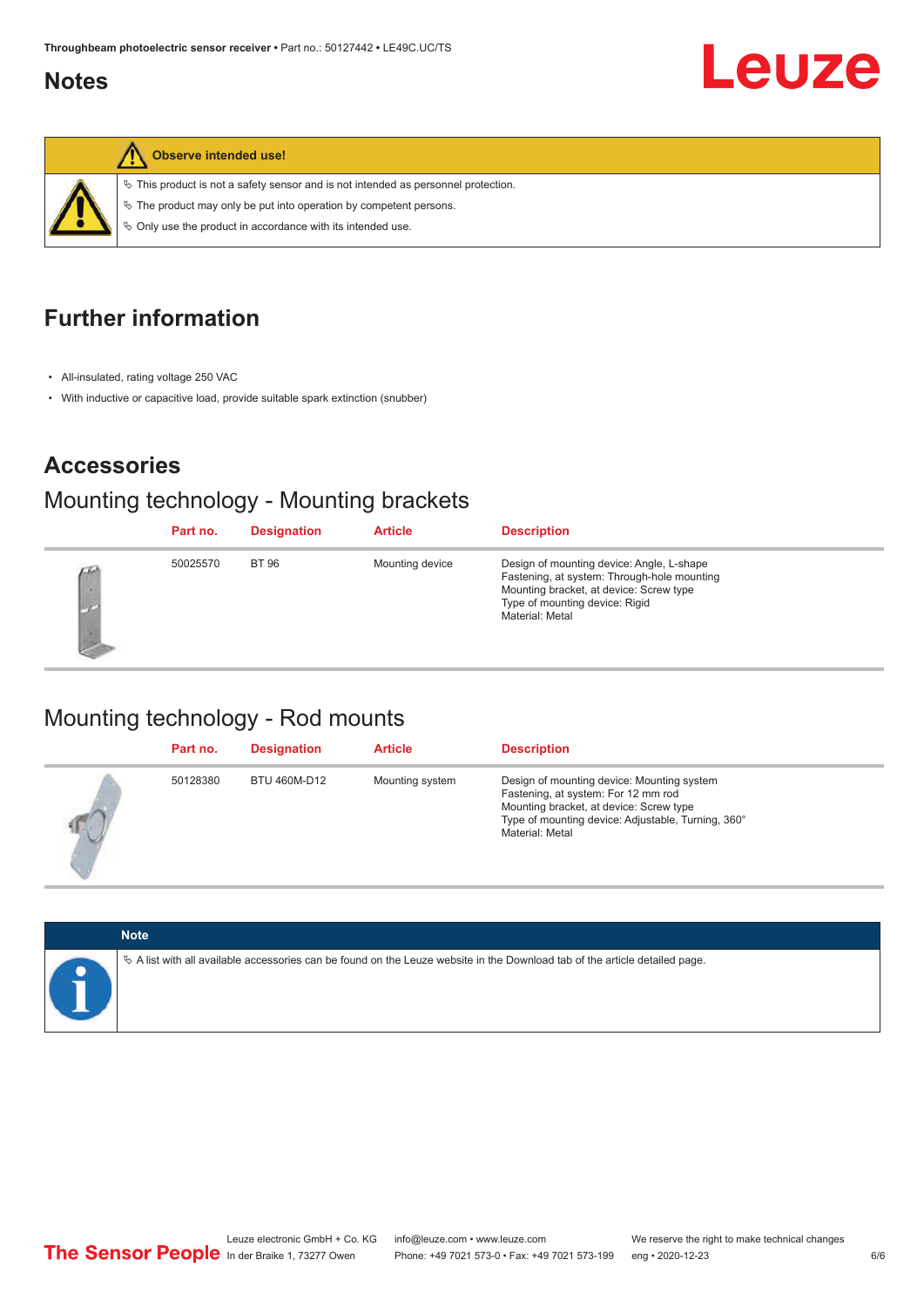## Notes

**Observe intended use!**

- ✎ This product is not a safety sensor and is not intended as personnel protection.
- ✎ The product may only be put into operation by competent persons.
- ✎ Only use the product in accordance with its intended use.

## Further information

- All-insulated, rating voltage 250 VAC
- With inductive or capacitive load, provide suitable spark extinction (snubber)

## Accessories

### Mounting technology - Mounting brackets

| Part no. | Designation | Article | Description |
|---|---|---|---|
| 50025570 | BT 96 | Mounting device | Design of mounting device: Angle, L-shape<br>Fastening, at system: Through-hole mounting<br>Mounting bracket, at device: Screw type<br>Type of mounting device: Rigid<br>Material: Metal |

### Mounting technology - Rod mounts

| Part no. | Designation | Article | Description |
|---|---|---|---|
| 50128380 | BTU 460M-D12 | Mounting system | Design of mounting device: Mounting system<br>Fastening, at system: For 12 mm rod<br>Mounting bracket, at device: Screw type<br>Type of mounting device: Adjustable, Turning, 360°<br>Material: Metal |

**Note**

- ✎ A list with all available accessories can be found on the Leuze website in the Download tab of the article detailed page.